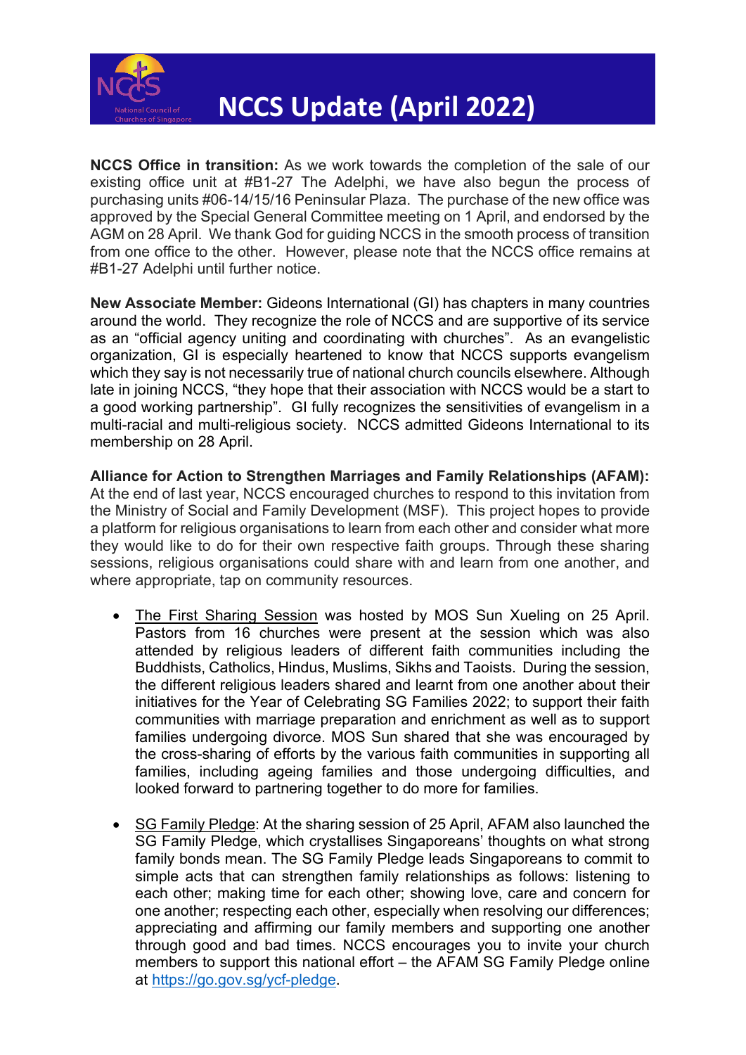# NCCS Update (April 2022)

**NCCS Office in transition:** As we work towards the completion of the sale of our existing office unit at #B1-27 The Adelphi, we have also begun the process of purchasing units #06-14/15/16 Peninsular Plaza. The purchase of the new office was approved by the Special General Committee meeting on 1 April, and endorsed by the AGM on 28 April. We thank God for guiding NCCS in the smooth process of transition from one office to the other. However, please note that the NCCS office remains at #B1-27 Adelphi until further notice.

**New Associate Member:** Gideons International (GI) has chapters in many countries around the world. They recognize the role of NCCS and are supportive of its service as an "official agency uniting and coordinating with churches". As an evangelistic organization, GI is especially heartened to know that NCCS supports evangelism which they say is not necessarily true of national church councils elsewhere. Although late in joining NCCS, "they hope that their association with NCCS would be a start to a good working partnership". GI fully recognizes the sensitivities of evangelism in a multi-racial and multi-religious society. NCCS admitted Gideons International to its membership on 28 April.

**Alliance for Action to Strengthen Marriages and Family Relationships (AFAM):** At the end of last year, NCCS encouraged churches to respond to this invitation from the Ministry of Social and Family Development (MSF). This project hopes to provide a platform for religious organisations to learn from each other and consider what more they would like to do for their own respective faith groups. Through these sharing sessions, religious organisations could share with and learn from one another, and where appropriate, tap on community resources.

- The First Sharing Session was hosted by MOS Sun Xueling on 25 April. Pastors from 16 churches were present at the session which was also attended by religious leaders of different faith communities including the Buddhists, Catholics, Hindus, Muslims, Sikhs and Taoists. During the session, the different religious leaders shared and learnt from one another about their initiatives for the Year of Celebrating SG Families 2022; to support their faith communities with marriage preparation and enrichment as well as to support families undergoing divorce. MOS Sun shared that she was encouraged by the cross-sharing of efforts by the various faith communities in supporting all families, including ageing families and those undergoing difficulties, and looked forward to partnering together to do more for families.

- SG Family Pledge: At the sharing session of 25 April, AFAM also launched the SG Family Pledge, which crystallises Singaporeans' thoughts on what strong family bonds mean. The SG Family Pledge leads Singaporeans to commit to simple acts that can strengthen family relationships as follows: listening to each other; making time for each other; showing love, care and concern for one another; respecting each other, especially when resolving our differences; appreciating and affirming our family members and supporting one another through good and bad times. NCCS encourages you to invite your church members to support this national effort – the AFAM SG Family Pledge online at https://go.gov.sg/ycf-pledge.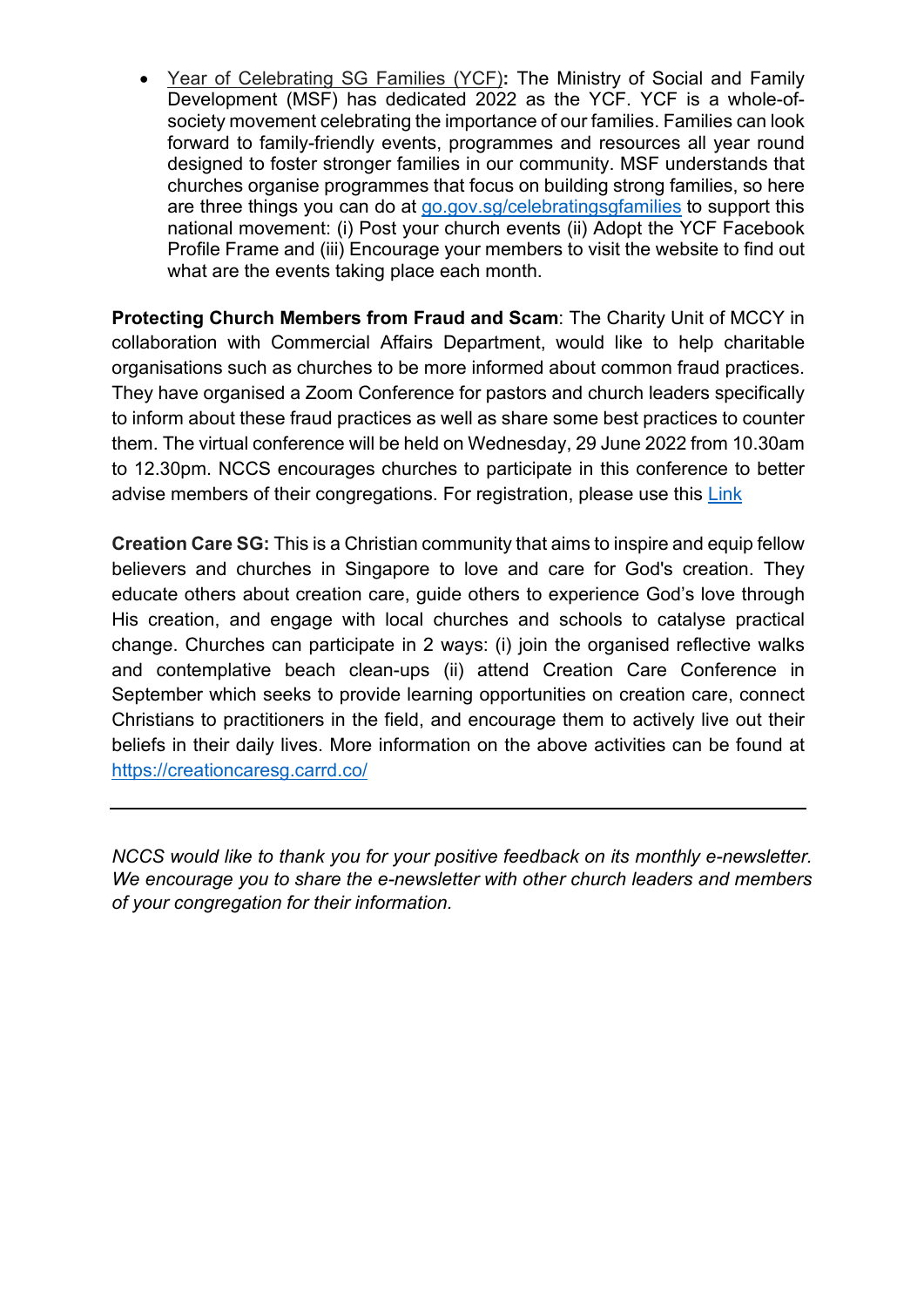- Year of Celebrating SG Families (YCF)**:** The Ministry of Social and Family Development (MSF) has dedicated 2022 as the YCF. YCF is a whole-of-society movement celebrating the importance of our families. Families can look forward to family-friendly events, programmes and resources all year round designed to foster stronger families in our community. MSF understands that churches organise programmes that focus on building strong families, so here are three things you can do at go.gov.sg/celebratingsgfamilies to support this national movement: (i) Post your church events (ii) Adopt the YCF Facebook Profile Frame and (iii) Encourage your members to visit the website to find out what are the events taking place each month.

**Protecting Church Members from Fraud and Scam**: The Charity Unit of MCCY in collaboration with Commercial Affairs Department, would like to help charitable organisations such as churches to be more informed about common fraud practices. They have organised a Zoom Conference for pastors and church leaders specifically to inform about these fraud practices as well as share some best practices to counter them. The virtual conference will be held on Wednesday, 29 June 2022 from 10.30am to 12.30pm. NCCS encourages churches to participate in this conference to better advise members of their congregations. For registration, please use this Link

**Creation Care SG:** This is a Christian community that aims to inspire and equip fellow believers and churches in Singapore to love and care for God's creation. They educate others about creation care, guide others to experience God's love through His creation, and engage with local churches and schools to catalyse practical change. Churches can participate in 2 ways: (i) join the organised reflective walks and contemplative beach clean-ups (ii) attend Creation Care Conference in September which seeks to provide learning opportunities on creation care, connect Christians to practitioners in the field, and encourage them to actively live out their beliefs in their daily lives. More information on the above activities can be found at https://creationcaresg.carrd.co/

---

*NCCS would like to thank you for your positive feedback on its monthly e-newsletter. We encourage you to share the e-newsletter with other church leaders and members of your congregation for their information.*